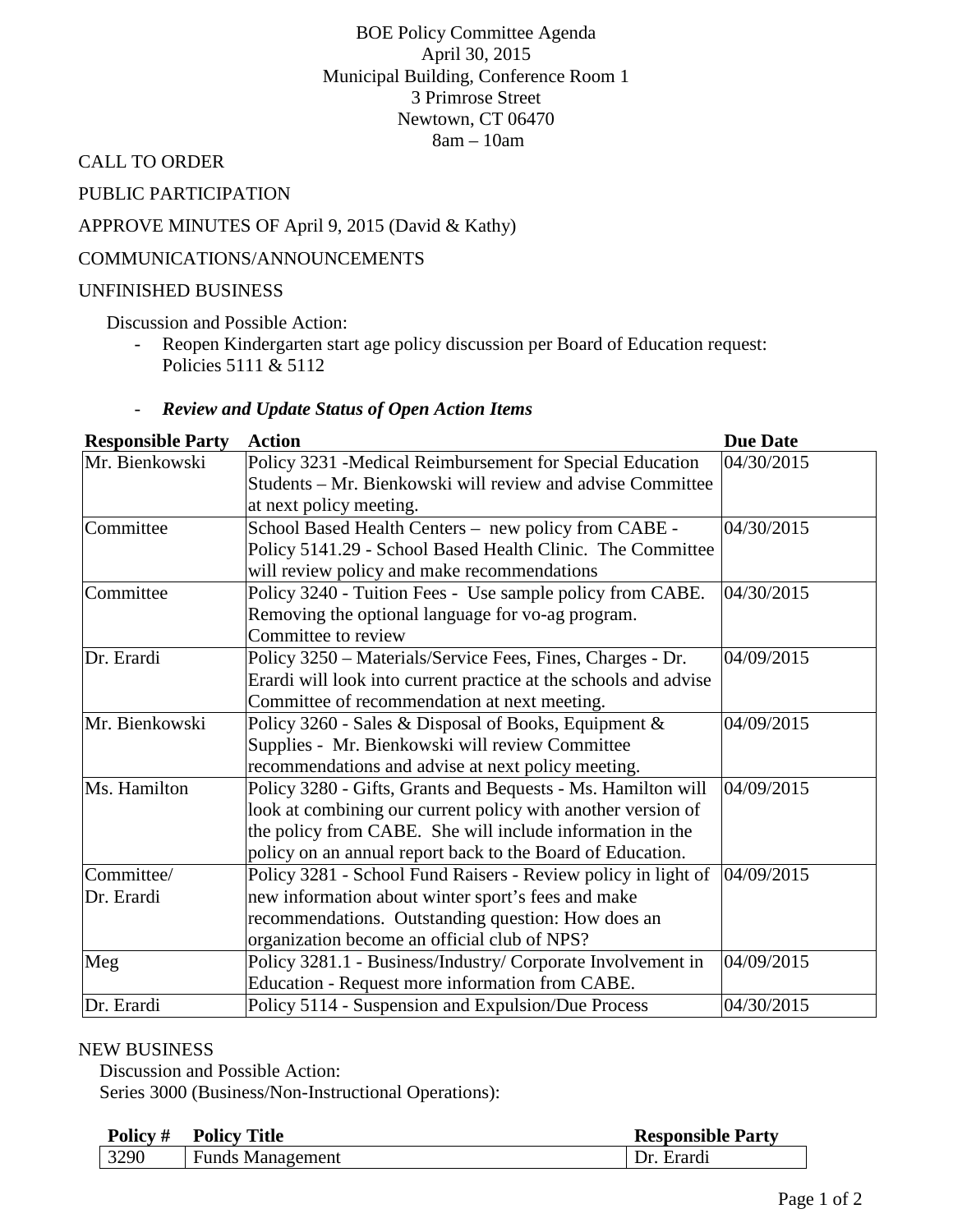BOE Policy Committee Agenda
April 30, 2015
Municipal Building, Conference Room 1
3 Primrose Street
Newtown, CT 06470
8am – 10am

CALL TO ORDER

PUBLIC PARTICIPATION

APPROVE MINUTES OF April 9, 2015 (David & Kathy)

COMMUNICATIONS/ANNOUNCEMENTS

UNFINISHED BUSINESS

Discussion and Possible Action:

- Reopen Kindergarten start age policy discussion per Board of Education request: Policies 5111 & 5112

- ***Review and Update Status of Open Action Items***

| Responsible Party | Action | Due Date |
|---|---|---|
| Mr. Bienkowski | Policy 3231 -Medical Reimbursement for Special Education Students – Mr. Bienkowski will review and advise Committee at next policy meeting. | 04/30/2015 |
| Committee | School Based Health Centers – new policy from CABE - Policy 5141.29 - School Based Health Clinic. The Committee will review policy and make recommendations | 04/30/2015 |
| Committee | Policy 3240 - Tuition Fees - Use sample policy from CABE. Removing the optional language for vo-ag program. Committee to review | 04/30/2015 |
| Dr. Erardi | Policy 3250 – Materials/Service Fees, Fines, Charges - Dr. Erardi will look into current practice at the schools and advise Committee of recommendation at next meeting. | 04/09/2015 |
| Mr. Bienkowski | Policy 3260 - Sales & Disposal of Books, Equipment & Supplies - Mr. Bienkowski will review Committee recommendations and advise at next policy meeting. | 04/09/2015 |
| Ms. Hamilton | Policy 3280 - Gifts, Grants and Bequests - Ms. Hamilton will look at combining our current policy with another version of the policy from CABE. She will include information in the policy on an annual report back to the Board of Education. | 04/09/2015 |
| Committee/ Dr. Erardi | Policy 3281 - School Fund Raisers - Review policy in light of new information about winter sport's fees and make recommendations. Outstanding question: How does an organization become an official club of NPS? | 04/09/2015 |
| Meg | Policy 3281.1 - Business/Industry/ Corporate Involvement in Education - Request more information from CABE. | 04/09/2015 |
| Dr. Erardi | Policy 5114 - Suspension and Expulsion/Due Process | 04/30/2015 |

NEW BUSINESS

Discussion and Possible Action:
Series 3000 (Business/Non-Instructional Operations):

| Policy # | Policy Title | Responsible Party |
|---|---|---|
| 3290 | Funds Management | Dr. Erardi |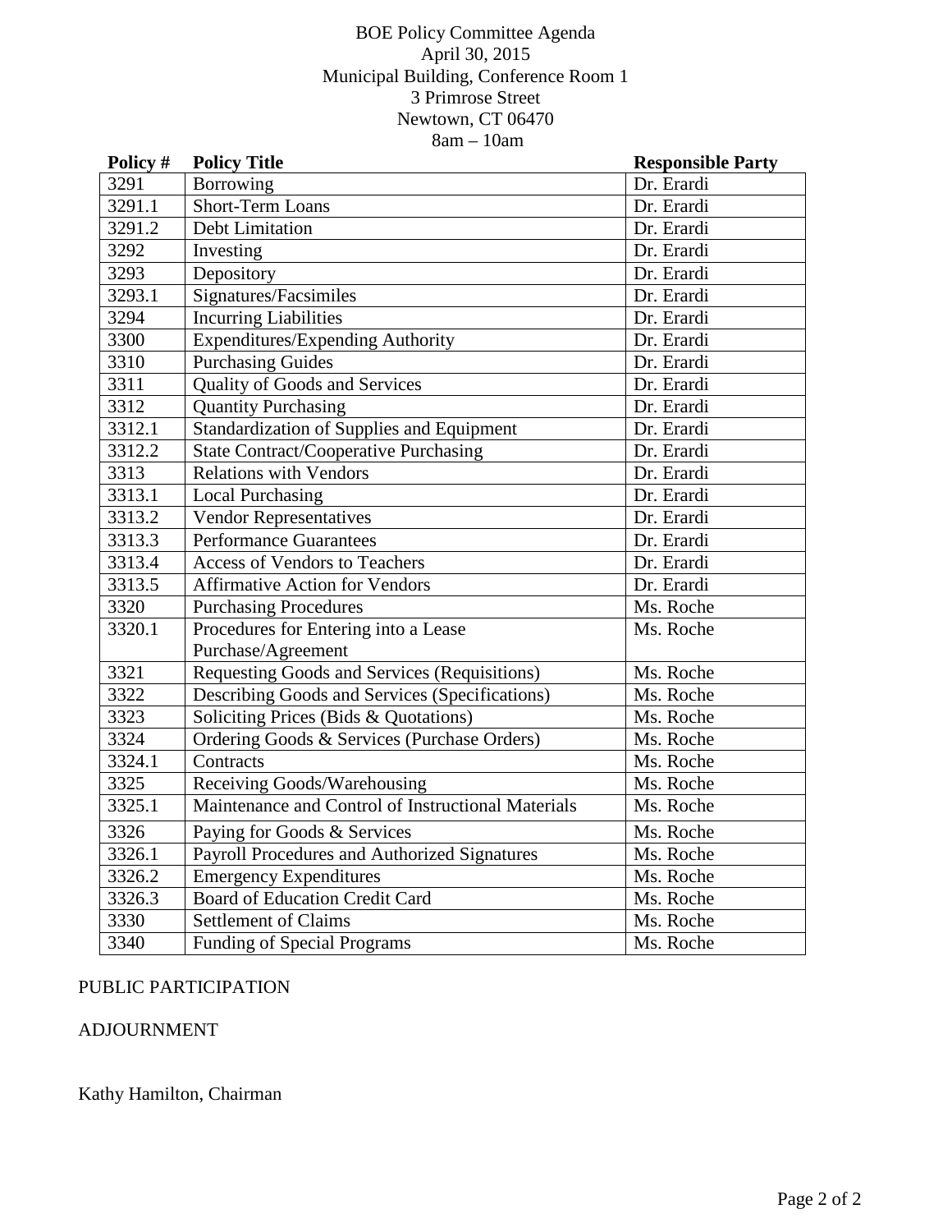BOE Policy Committee Agenda
April 30, 2015
Municipal Building, Conference Room 1
3 Primrose Street
Newtown, CT 06470
8am – 10am

| Policy # | Policy Title | Responsible Party |
|---|---|---|
| 3291 | Borrowing | Dr. Erardi |
| 3291.1 | Short-Term Loans | Dr. Erardi |
| 3291.2 | Debt Limitation | Dr. Erardi |
| 3292 | Investing | Dr. Erardi |
| 3293 | Depository | Dr. Erardi |
| 3293.1 | Signatures/Facsimiles | Dr. Erardi |
| 3294 | Incurring Liabilities | Dr. Erardi |
| 3300 | Expenditures/Expending Authority | Dr. Erardi |
| 3310 | Purchasing Guides | Dr. Erardi |
| 3311 | Quality of Goods and Services | Dr. Erardi |
| 3312 | Quantity Purchasing | Dr. Erardi |
| 3312.1 | Standardization of Supplies and Equipment | Dr. Erardi |
| 3312.2 | State Contract/Cooperative Purchasing | Dr. Erardi |
| 3313 | Relations with Vendors | Dr. Erardi |
| 3313.1 | Local Purchasing | Dr. Erardi |
| 3313.2 | Vendor Representatives | Dr. Erardi |
| 3313.3 | Performance Guarantees | Dr. Erardi |
| 3313.4 | Access of Vendors to Teachers | Dr. Erardi |
| 3313.5 | Affirmative Action for Vendors | Dr. Erardi |
| 3320 | Purchasing Procedures | Ms. Roche |
| 3320.1 | Procedures for Entering into a Lease Purchase/Agreement | Ms. Roche |
| 3321 | Requesting Goods and Services (Requisitions) | Ms. Roche |
| 3322 | Describing Goods and Services (Specifications) | Ms. Roche |
| 3323 | Soliciting Prices (Bids & Quotations) | Ms. Roche |
| 3324 | Ordering Goods & Services (Purchase Orders) | Ms. Roche |
| 3324.1 | Contracts | Ms. Roche |
| 3325 | Receiving Goods/Warehousing | Ms. Roche |
| 3325.1 | Maintenance and Control of Instructional Materials | Ms. Roche |
| 3326 | Paying for Goods & Services | Ms. Roche |
| 3326.1 | Payroll Procedures and Authorized Signatures | Ms. Roche |
| 3326.2 | Emergency Expenditures | Ms. Roche |
| 3326.3 | Board of Education Credit Card | Ms. Roche |
| 3330 | Settlement of Claims | Ms. Roche |
| 3340 | Funding of Special Programs | Ms. Roche |

PUBLIC PARTICIPATION

ADJOURNMENT

Kathy Hamilton, Chairman